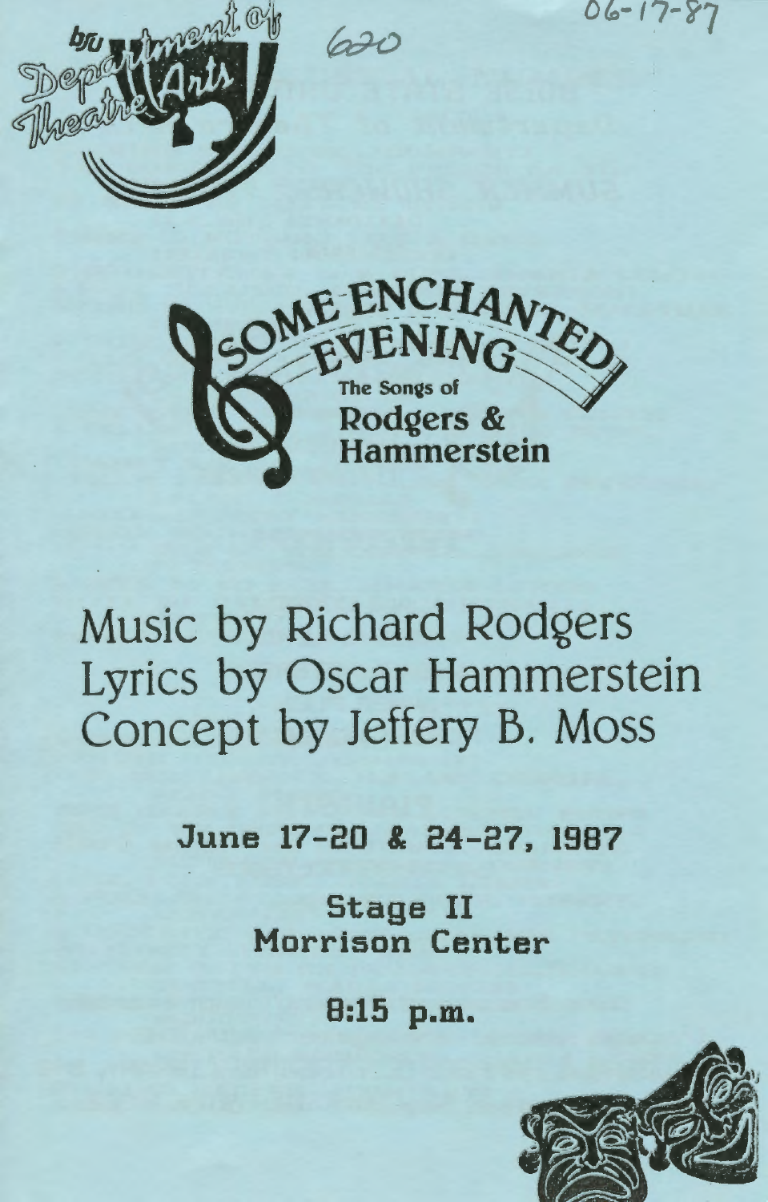06-17-87

620

BSU Department of Theatre Arts

# SOME ENCHANTED EVENING

## The Songs of Rodgers & Hammerstein

Music by Richard Rodgers
Lyrics by Oscar Hammerstein
Concept by Jeffery B. Moss

**June 17-20 & 24-27, 1987**

**Stage II**
**Morrison Center**

**8:15 p.m.**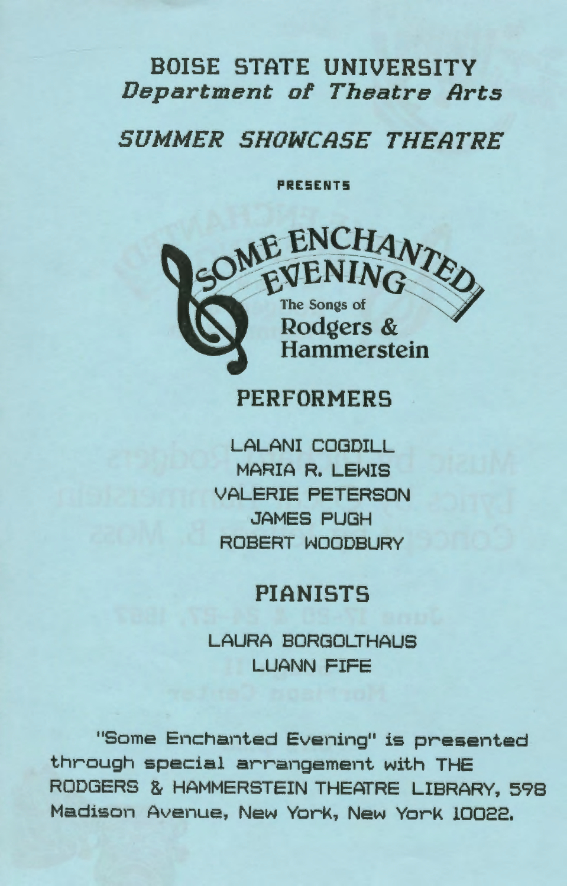# BOISE STATE UNIVERSITY

## *Department of Theatre Arts*

## *SUMMER SHOWCASE THEATRE*

PRESENTS

# SOME ENCHANTED EVENING

### The Songs of Rodgers & Hammerstein

## PERFORMERS

LALANI COGDILL
MARIA R. LEWIS
VALERIE PETERSON
JAMES PUGH
ROBERT WOODBURY

## PIANISTS

LAURA BORGOLTHAUS
LUANN FIFE

"Some Enchanted Evening" is presented through special arrangement with THE RODGERS & HAMMERSTEIN THEATRE LIBRARY, 598 Madison Avenue, New York, New York 10022.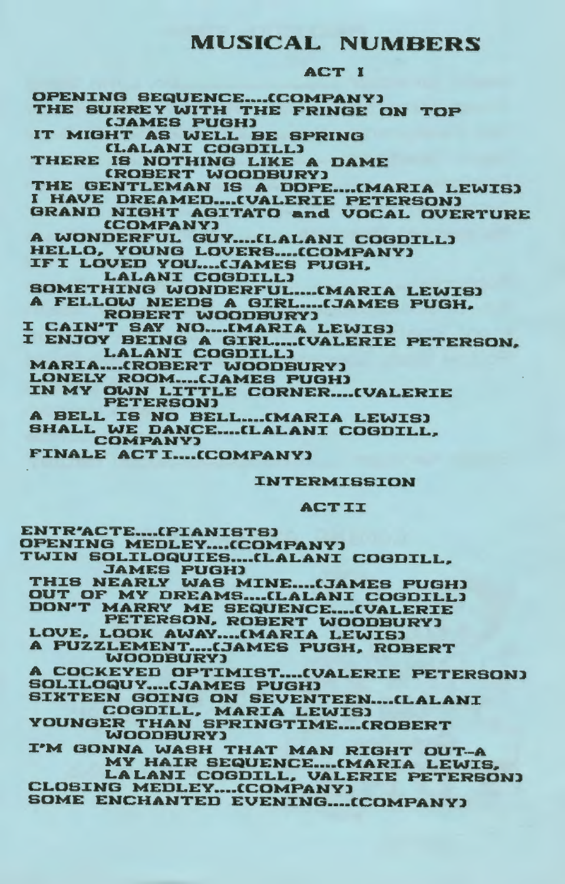# MUSICAL NUMBERS

## ACT I

OPENING SEQUENCE....(COMPANY)
THE SURREY WITH THE FRINGE ON TOP (JAMES PUGH)
IT MIGHT AS WELL BE SPRING (LALANI COGDILL)
THERE IS NOTHING LIKE A DAME (ROBERT WOODBURY)
THE GENTLEMAN IS A DOPE....(MARIA LEWIS)
I HAVE DREAMED....(VALERIE PETERSON)
GRAND NIGHT AGITATO and VOCAL OVERTURE (COMPANY)
A WONDERFUL GUY....(LALANI COGDILL)
HELLO, YOUNG LOVERS....(COMPANY)
IF I LOVED YOU....(JAMES PUGH, LALANI COGDILL)
SOMETHING WONDERFUL....(MARIA LEWIS)
A FELLOW NEEDS A GIRL....(JAMES PUGH, ROBERT WOODBURY)
I CAIN'T SAY NO....(MARIA LEWIS)
I ENJOY BEING A GIRL....(VALERIE PETERSON, LALANI COGDILL)
MARIA....(ROBERT WOODBURY)
LONELY ROOM....(JAMES PUGH)
IN MY OWN LITTLE CORNER....(VALERIE PETERSON)
A BELL IS NO BELL....(MARIA LEWIS)
SHALL WE DANCE....(LALANI COGDILL, COMPANY)
FINALE ACT I....(COMPANY)

INTERMISSION

## ACT II

ENTR'ACTE....(PIANISTS)
OPENING MEDLEY....(COMPANY)
TWIN SOLILOQUIES....(LALANI COGDILL, JAMES PUGH)
THIS NEARLY WAS MINE....(JAMES PUGH)
OUT OF MY DREAMS....(LALANI COGDILL)
DON'T MARRY ME SEQUENCE....(VALERIE PETERSON, ROBERT WOODBURY)
LOVE, LOOK AWAY....(MARIA LEWIS)
A PUZZLEMENT....(JAMES PUGH, ROBERT WOODBURY)
A COCKEYED OPTIMIST....(VALERIE PETERSON)
SOLILOQUY....(JAMES PUGH)
SIXTEEN GOING ON SEVENTEEN....(LALANI COGDILL, MARIA LEWIS)
YOUNGER THAN SPRINGTIME....(ROBERT WOODBURY)
I'M GONNA WASH THAT MAN RIGHT OUT--A MY HAIR SEQUENCE....(MARIA LEWIS, LALANI COGDILL, VALERIE PETERSON)
CLOSING MEDLEY....(COMPANY)
SOME ENCHANTED EVENING....(COMPANY)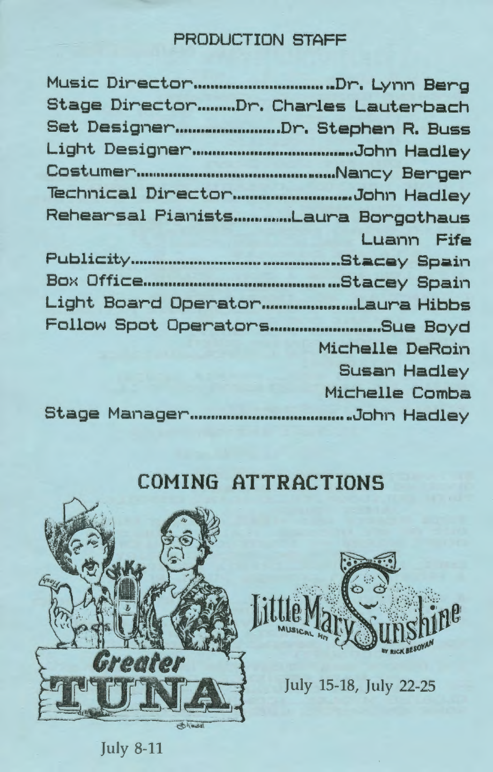## PRODUCTION STAFF

Music Director..............................Dr. Lynn Berg
Stage Director.........Dr. Charles Lauterbach
Set Designer........................Dr. Stephen R. Buss
Light Designer.......................................John Hadley
Costumer................................................Nancy Berger
Technical Director...........................John Hadley
Rehearsal Pianists.............Laura Borgothaus
Luann Fife
Publicity.............................................Stacey Spain
Box Office.........................................Stacey Spain
Light Board Operator......................Laura Hibbs
Follow Spot Operators.........................Sue Boyd
Michelle DeRoin
Susan Hadley
Michelle Comba
Stage Manager....................................John Hadley

## COMING ATTRACTIONS

Greater TUNA

July 8-11

Little Mary Sunshine

MUSICAL HIT BY RICK BESOYAN

July 15-18, July 22-25